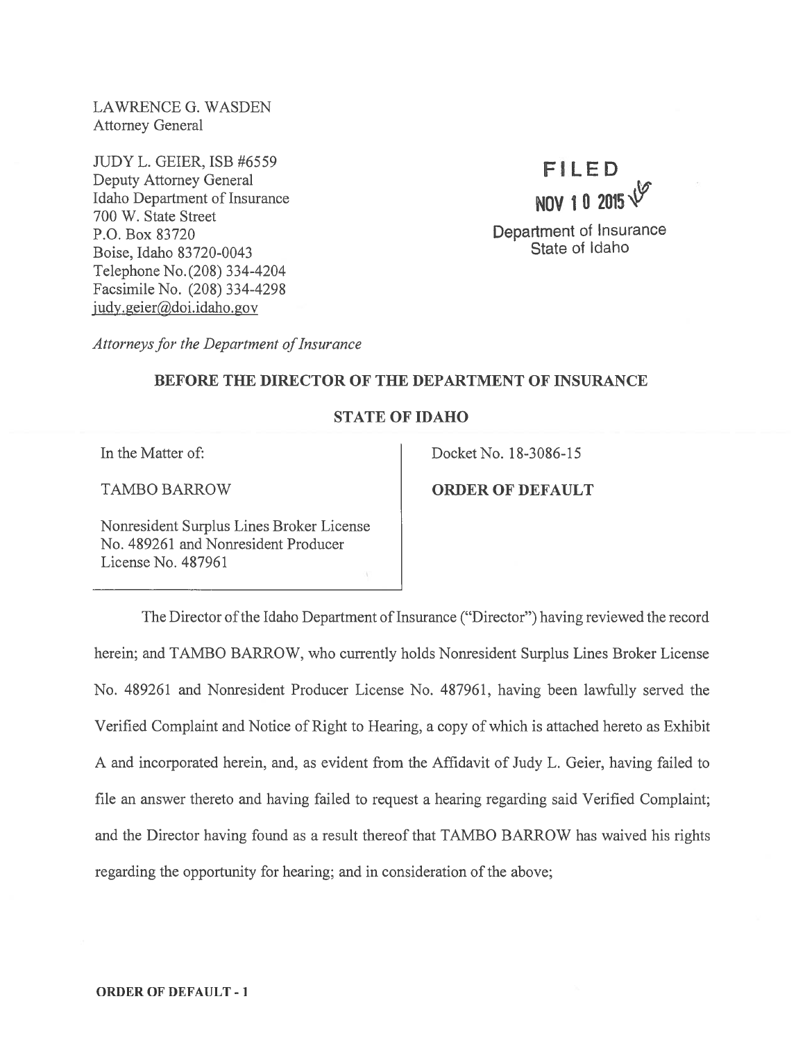LAWRENCE G. WASDEN
Attorney General

JUDY L. GEIER, ISB #6559
Deputy Attorney General
Idaho Department of Insurance
700 W. State Street
P.O. Box 83720
Boise, Idaho 83720-0043
Telephone No. (208) 334-4204
Facsimile No. (208) 334-4298
judy.geier@doi.idaho.gov

FILED
NOV 10 2015
Department of Insurance
State of Idaho

*Attorneys for the Department of Insurance*

**BEFORE THE DIRECTOR OF THE DEPARTMENT OF INSURANCE**

**STATE OF IDAHO**

| | |
|---|---|
| In the Matter of:<br><br>TAMBO BARROW<br><br>Nonresident Surplus Lines Broker License No. 489261 and Nonresident Producer License No. 487961 | Docket No. 18-3086-15<br><br>**ORDER OF DEFAULT** |

The Director of the Idaho Department of Insurance ("Director") having reviewed the record herein; and TAMBO BARROW, who currently holds Nonresident Surplus Lines Broker License No. 489261 and Nonresident Producer License No. 487961, having been lawfully served the Verified Complaint and Notice of Right to Hearing, a copy of which is attached hereto as Exhibit A and incorporated herein, and, as evident from the Affidavit of Judy L. Geier, having failed to file an answer thereto and having failed to request a hearing regarding said Verified Complaint; and the Director having found as a result thereof that TAMBO BARROW has waived his rights regarding the opportunity for hearing; and in consideration of the above;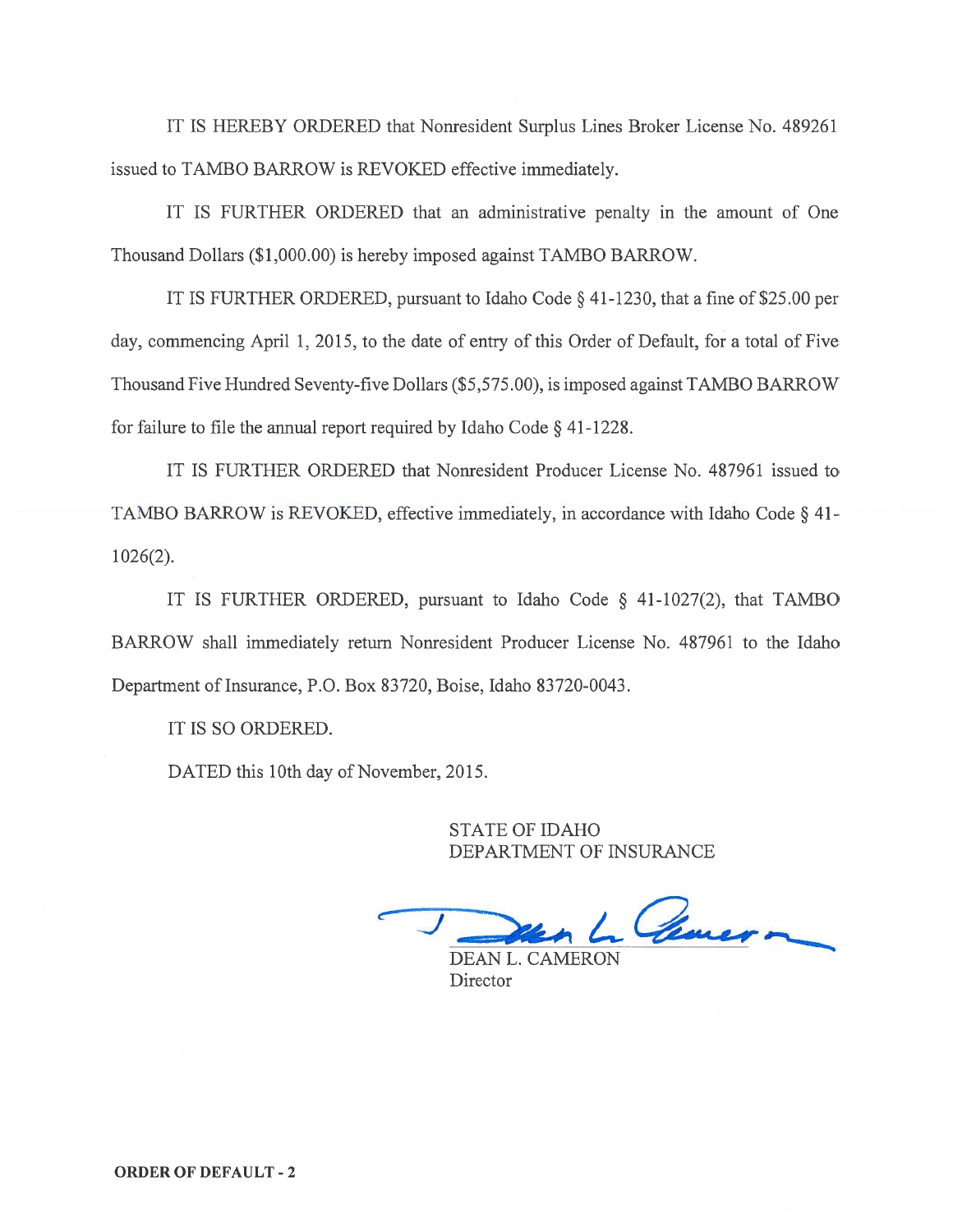IT IS HEREBY ORDERED that Nonresident Surplus Lines Broker License No. 489261 issued to TAMBO BARROW is REVOKED effective immediately.

IT IS FURTHER ORDERED that an administrative penalty in the amount of One Thousand Dollars ($1,000.00) is hereby imposed against TAMBO BARROW.

IT IS FURTHER ORDERED, pursuant to Idaho Code § 41-1230, that a fine of $25.00 per day, commencing April 1, 2015, to the date of entry of this Order of Default, for a total of Five Thousand Five Hundred Seventy-five Dollars ($5,575.00), is imposed against TAMBO BARROW for failure to file the annual report required by Idaho Code § 41-1228.

IT IS FURTHER ORDERED that Nonresident Producer License No. 487961 issued to TAMBO BARROW is REVOKED, effective immediately, in accordance with Idaho Code § 41-1026(2).

IT IS FURTHER ORDERED, pursuant to Idaho Code § 41-1027(2), that TAMBO BARROW shall immediately return Nonresident Producer License No. 487961 to the Idaho Department of Insurance, P.O. Box 83720, Boise, Idaho 83720-0043.

IT IS SO ORDERED.

DATED this 10th day of November, 2015.

STATE OF IDAHO
DEPARTMENT OF INSURANCE

DEAN L. CAMERON
Director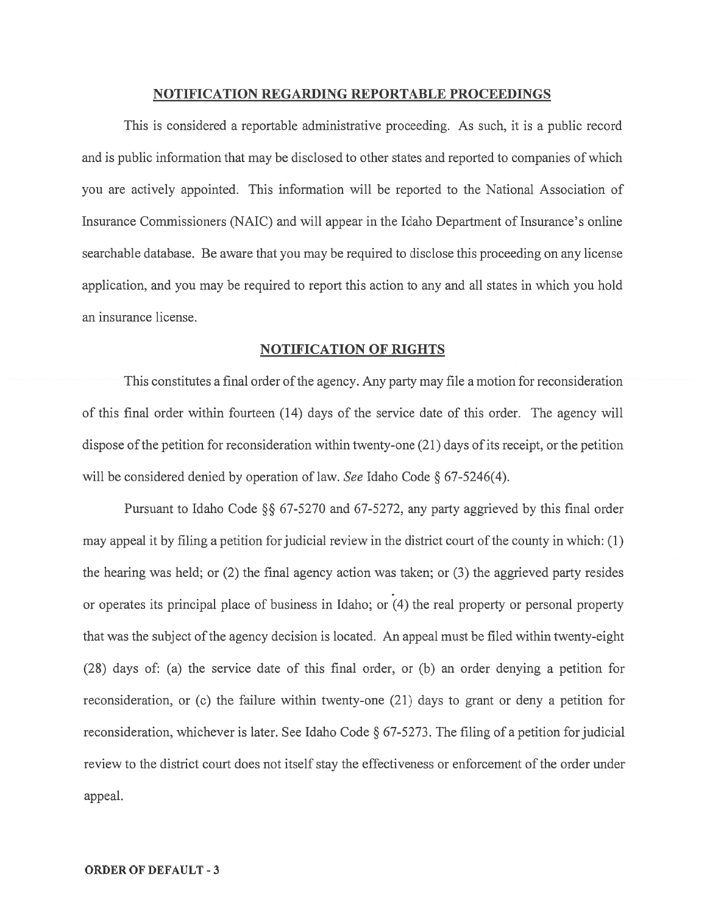## NOTIFICATION REGARDING REPORTABLE PROCEEDINGS

This is considered a reportable administrative proceeding. As such, it is a public record and is public information that may be disclosed to other states and reported to companies of which you are actively appointed. This information will be reported to the National Association of Insurance Commissioners (NAIC) and will appear in the Idaho Department of Insurance's online searchable database. Be aware that you may be required to disclose this proceeding on any license application, and you may be required to report this action to any and all states in which you hold an insurance license.

## NOTIFICATION OF RIGHTS

This constitutes a final order of the agency. Any party may file a motion for reconsideration of this final order within fourteen (14) days of the service date of this order. The agency will dispose of the petition for reconsideration within twenty-one (21) days of its receipt, or the petition will be considered denied by operation of law. *See* Idaho Code § 67-5246(4).

Pursuant to Idaho Code §§ 67-5270 and 67-5272, any party aggrieved by this final order may appeal it by filing a petition for judicial review in the district court of the county in which: (1) the hearing was held; or (2) the final agency action was taken; or (3) the aggrieved party resides or operates its principal place of business in Idaho; or (4) the real property or personal property that was the subject of the agency decision is located. An appeal must be filed within twenty-eight (28) days of: (a) the service date of this final order, or (b) an order denying a petition for reconsideration, or (c) the failure within twenty-one (21) days to grant or deny a petition for reconsideration, whichever is later. See Idaho Code § 67-5273. The filing of a petition for judicial review to the district court does not itself stay the effectiveness or enforcement of the order under appeal.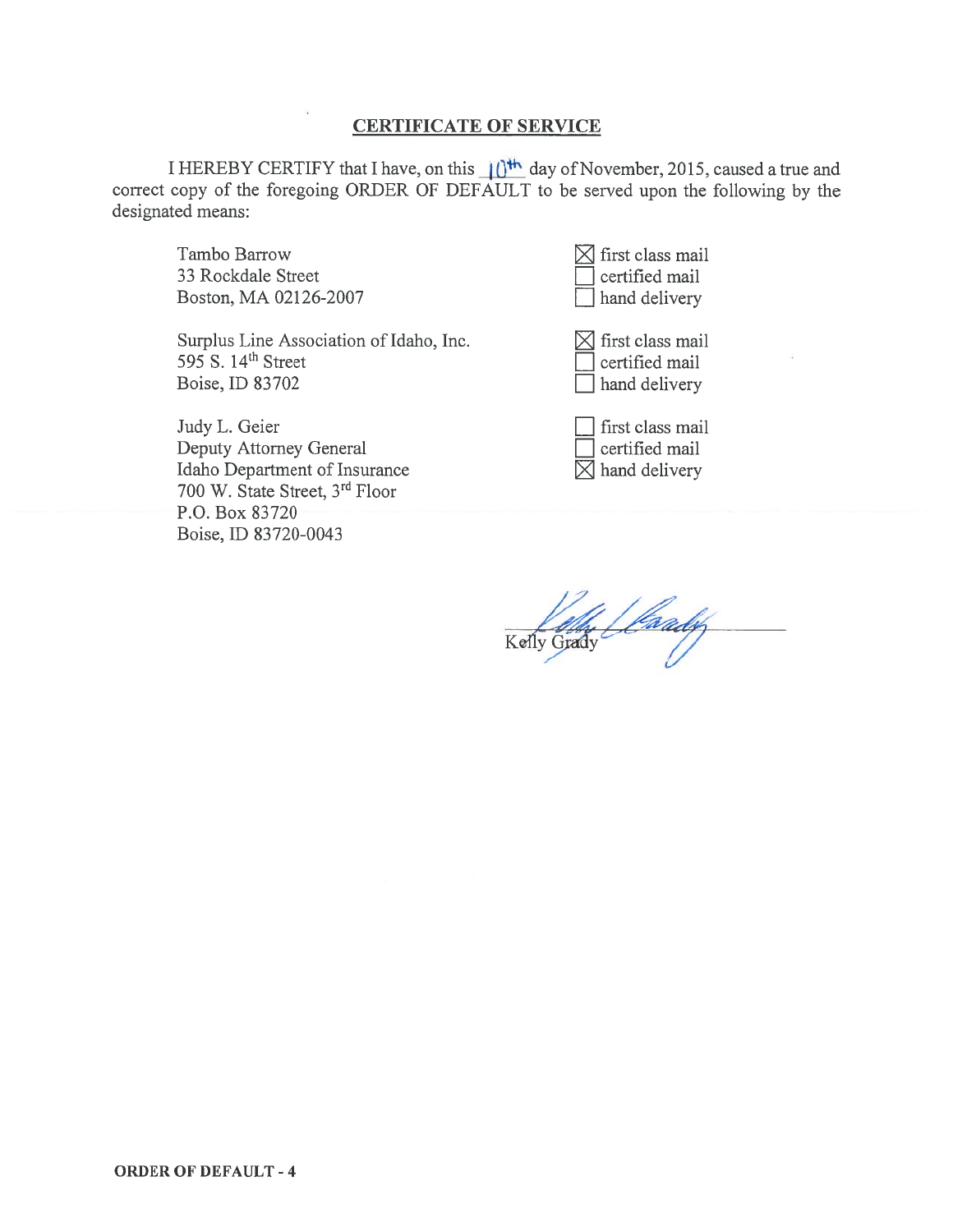## CERTIFICATE OF SERVICE

I HEREBY CERTIFY that I have, on this 10th day of November, 2015, caused a true and correct copy of the foregoing ORDER OF DEFAULT to be served upon the following by the designated means:

| Recipient | Method |
|---|---|
| Tambo Barrow<br>33 Rockdale Street<br>Boston, MA 02126-2007 | ☒ first class mail<br>☐ certified mail<br>☐ hand delivery |
| Surplus Line Association of Idaho, Inc.<br>595 S. 14th Street<br>Boise, ID 83702 | ☒ first class mail<br>☐ certified mail<br>☐ hand delivery |
| Judy L. Geier<br>Deputy Attorney General<br>Idaho Department of Insurance<br>700 W. State Street, 3rd Floor<br>P.O. Box 83720<br>Boise, ID 83720-0043 | ☐ first class mail<br>☐ certified mail<br>☒ hand delivery |

Kelly Grady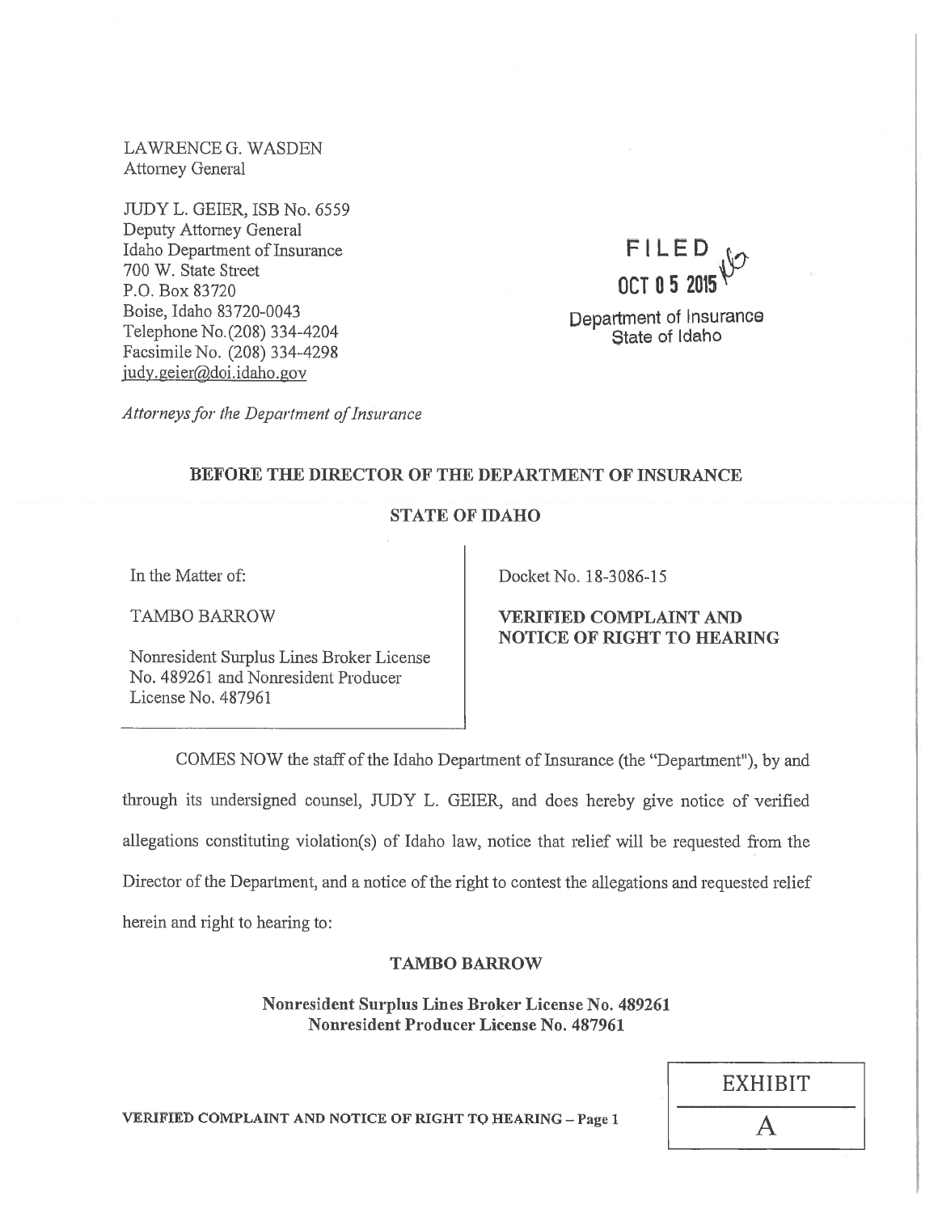LAWRENCE G. WASDEN
Attorney General

JUDY L. GEIER, ISB No. 6559
Deputy Attorney General
Idaho Department of Insurance
700 W. State Street
P.O. Box 83720
Boise, Idaho 83720-0043
Telephone No.(208) 334-4204
Facsimile No. (208) 334-4298
judy.geier@doi.idaho.gov

*Attorneys for the Department of Insurance*

FILED
OCT 05 2015
Department of Insurance
State of Idaho

**BEFORE THE DIRECTOR OF THE DEPARTMENT OF INSURANCE**

**STATE OF IDAHO**

| In the Matter of:<br><br>TAMBO BARROW<br><br>Nonresident Surplus Lines Broker License No. 489261 and Nonresident Producer License No. 487961 | Docket No. 18-3086-15<br><br>**VERIFIED COMPLAINT AND NOTICE OF RIGHT TO HEARING** |
|---|---|

COMES NOW the staff of the Idaho Department of Insurance (the "Department"), by and through its undersigned counsel, JUDY L. GEIER, and does hereby give notice of verified allegations constituting violation(s) of Idaho law, notice that relief will be requested from the Director of the Department, and a notice of the right to contest the allegations and requested relief herein and right to hearing to:

**TAMBO BARROW**

**Nonresident Surplus Lines Broker License No. 489261**
**Nonresident Producer License No. 487961**

EXHIBIT A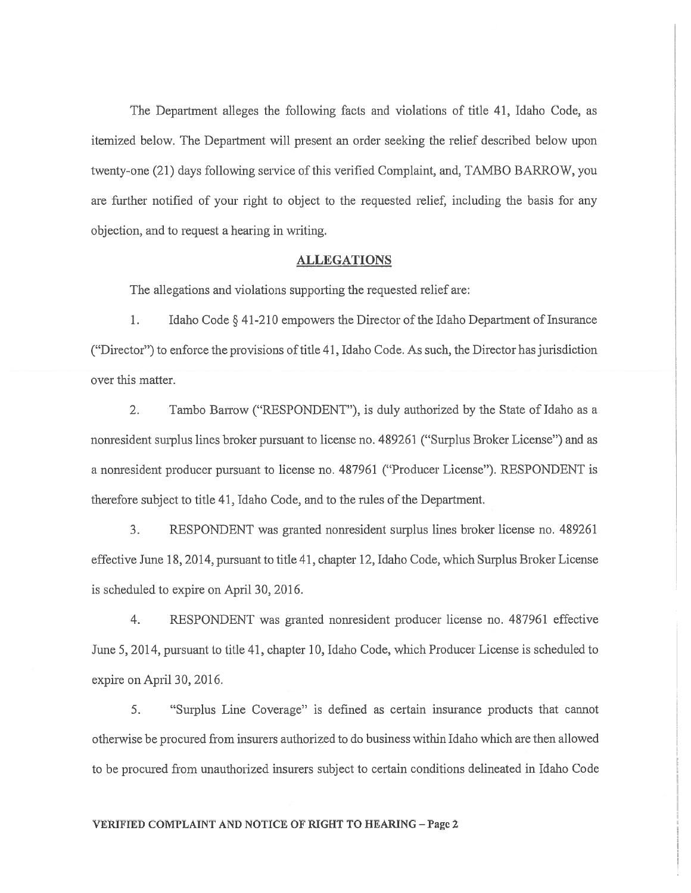The Department alleges the following facts and violations of title 41, Idaho Code, as itemized below. The Department will present an order seeking the relief described below upon twenty-one (21) days following service of this verified Complaint, and, TAMBO BARROW, you are further notified of your right to object to the requested relief, including the basis for any objection, and to request a hearing in writing.

## ALLEGATIONS

The allegations and violations supporting the requested relief are:

1. Idaho Code § 41-210 empowers the Director of the Idaho Department of Insurance ("Director") to enforce the provisions of title 41, Idaho Code. As such, the Director has jurisdiction over this matter.

2. Tambo Barrow ("RESPONDENT"), is duly authorized by the State of Idaho as a nonresident surplus lines broker pursuant to license no. 489261 ("Surplus Broker License") and as a nonresident producer pursuant to license no. 487961 ("Producer License"). RESPONDENT is therefore subject to title 41, Idaho Code, and to the rules of the Department.

3. RESPONDENT was granted nonresident surplus lines broker license no. 489261 effective June 18, 2014, pursuant to title 41, chapter 12, Idaho Code, which Surplus Broker License is scheduled to expire on April 30, 2016.

4. RESPONDENT was granted nonresident producer license no. 487961 effective June 5, 2014, pursuant to title 41, chapter 10, Idaho Code, which Producer License is scheduled to expire on April 30, 2016.

5. "Surplus Line Coverage" is defined as certain insurance products that cannot otherwise be procured from insurers authorized to do business within Idaho which are then allowed to be procured from unauthorized insurers subject to certain conditions delineated in Idaho Code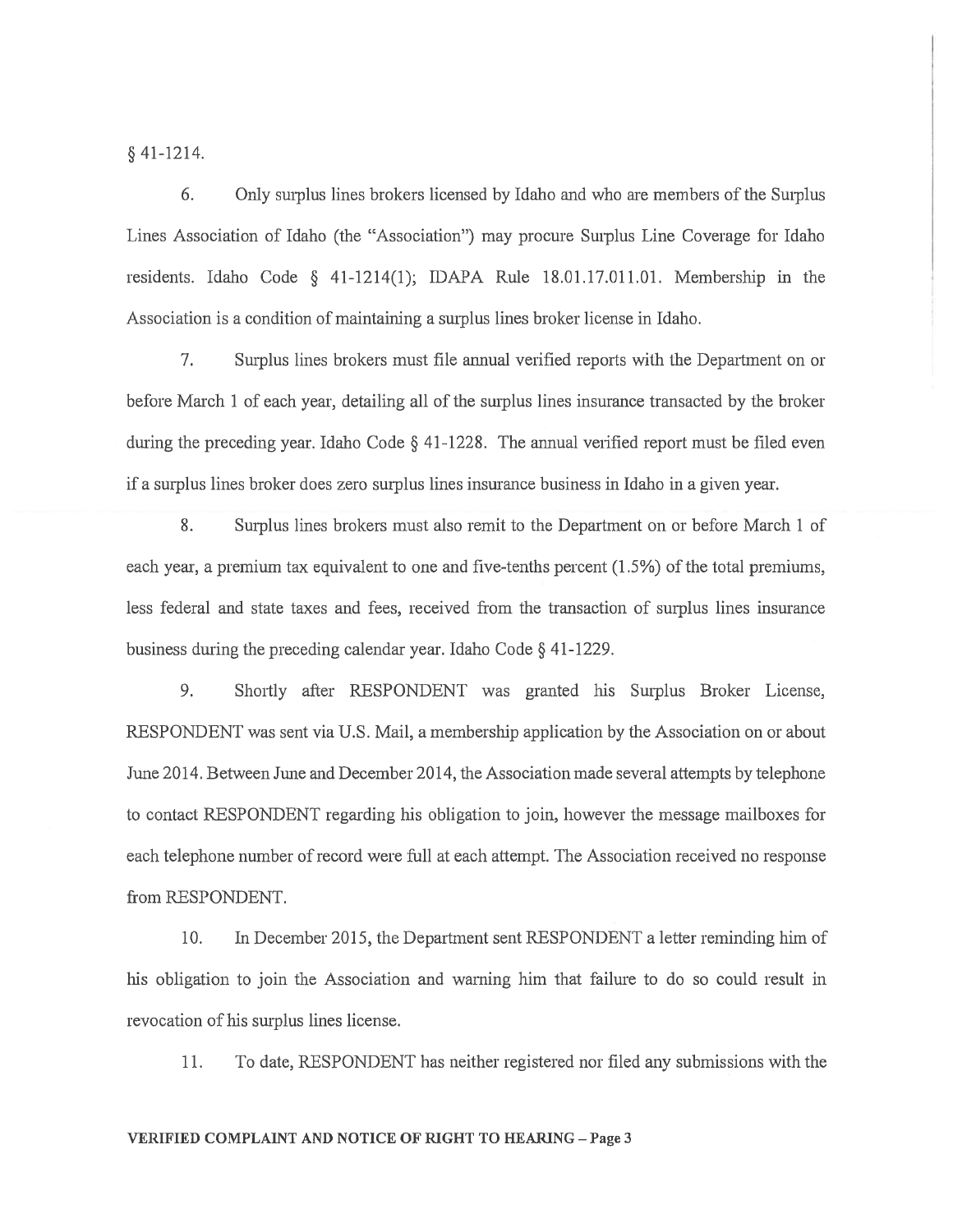§ 41-1214.

6. Only surplus lines brokers licensed by Idaho and who are members of the Surplus Lines Association of Idaho (the "Association") may procure Surplus Line Coverage for Idaho residents. Idaho Code § 41-1214(1); IDAPA Rule 18.01.17.011.01. Membership in the Association is a condition of maintaining a surplus lines broker license in Idaho.

7. Surplus lines brokers must file annual verified reports with the Department on or before March 1 of each year, detailing all of the surplus lines insurance transacted by the broker during the preceding year. Idaho Code § 41-1228. The annual verified report must be filed even if a surplus lines broker does zero surplus lines insurance business in Idaho in a given year.

8. Surplus lines brokers must also remit to the Department on or before March 1 of each year, a premium tax equivalent to one and five-tenths percent (1.5%) of the total premiums, less federal and state taxes and fees, received from the transaction of surplus lines insurance business during the preceding calendar year. Idaho Code § 41-1229.

9. Shortly after RESPONDENT was granted his Surplus Broker License, RESPONDENT was sent via U.S. Mail, a membership application by the Association on or about June 2014. Between June and December 2014, the Association made several attempts by telephone to contact RESPONDENT regarding his obligation to join, however the message mailboxes for each telephone number of record were full at each attempt. The Association received no response from RESPONDENT.

10. In December 2015, the Department sent RESPONDENT a letter reminding him of his obligation to join the Association and warning him that failure to do so could result in revocation of his surplus lines license.

11. To date, RESPONDENT has neither registered nor filed any submissions with the

**VERIFIED COMPLAINT AND NOTICE OF RIGHT TO HEARING – Page 3**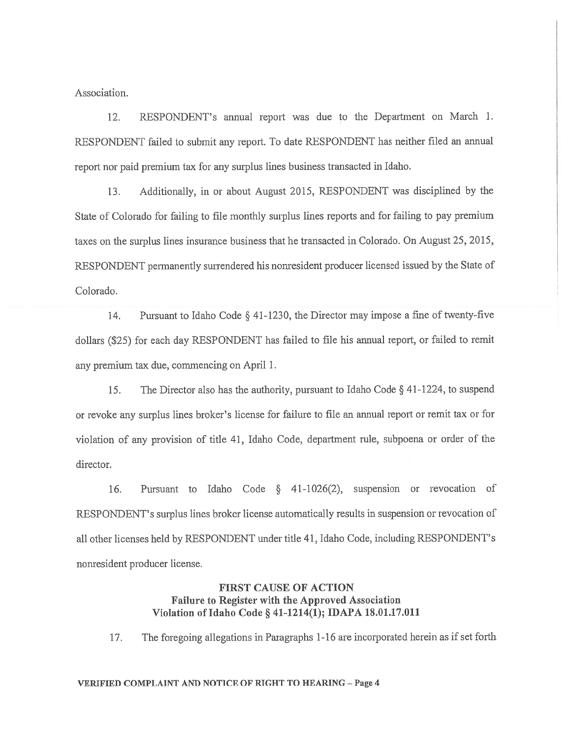Association.

12. RESPONDENT's annual report was due to the Department on March 1. RESPONDENT failed to submit any report. To date RESPONDENT has neither filed an annual report nor paid premium tax for any surplus lines business transacted in Idaho.

13. Additionally, in or about August 2015, RESPONDENT was disciplined by the State of Colorado for failing to file monthly surplus lines reports and for failing to pay premium taxes on the surplus lines insurance business that he transacted in Colorado. On August 25, 2015, RESPONDENT permanently surrendered his nonresident producer licensed issued by the State of Colorado.

14. Pursuant to Idaho Code § 41-1230, the Director may impose a fine of twenty-five dollars ($25) for each day RESPONDENT has failed to file his annual report, or failed to remit any premium tax due, commencing on April 1.

15. The Director also has the authority, pursuant to Idaho Code § 41-1224, to suspend or revoke any surplus lines broker's license for failure to file an annual report or remit tax or for violation of any provision of title 41, Idaho Code, department rule, subpoena or order of the director.

16. Pursuant to Idaho Code § 41-1026(2), suspension or revocation of RESPONDENT's surplus lines broker license automatically results in suspension or revocation of all other licenses held by RESPONDENT under title 41, Idaho Code, including RESPONDENT's nonresident producer license.

**FIRST CAUSE OF ACTION**
**Failure to Register with the Approved Association**
**Violation of Idaho Code § 41-1214(1); IDAPA 18.01.17.011**

17. The foregoing allegations in Paragraphs 1-16 are incorporated herein as if set forth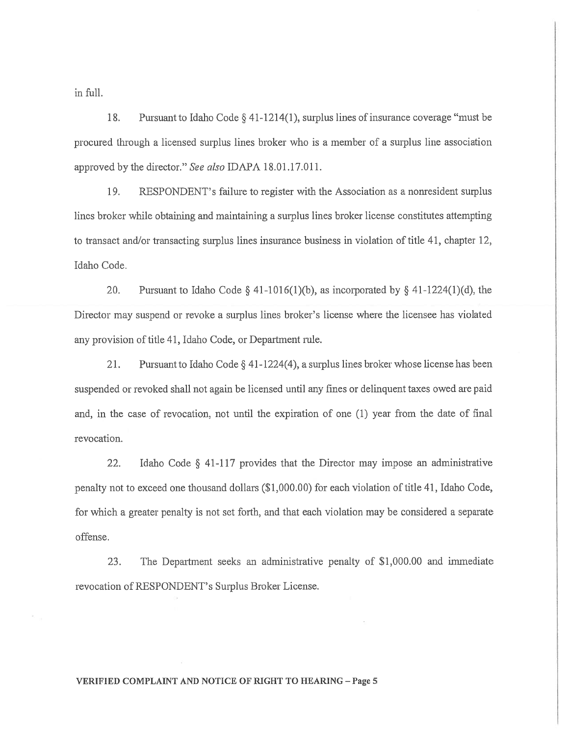in full.

18. Pursuant to Idaho Code § 41-1214(1), surplus lines of insurance coverage "must be procured through a licensed surplus lines broker who is a member of a surplus line association approved by the director." *See also* IDAPA 18.01.17.011.

19. RESPONDENT's failure to register with the Association as a nonresident surplus lines broker while obtaining and maintaining a surplus lines broker license constitutes attempting to transact and/or transacting surplus lines insurance business in violation of title 41, chapter 12, Idaho Code.

20. Pursuant to Idaho Code § 41-1016(1)(b), as incorporated by § 41-1224(1)(d), the Director may suspend or revoke a surplus lines broker's license where the licensee has violated any provision of title 41, Idaho Code, or Department rule.

21. Pursuant to Idaho Code § 41-1224(4), a surplus lines broker whose license has been suspended or revoked shall not again be licensed until any fines or delinquent taxes owed are paid and, in the case of revocation, not until the expiration of one (1) year from the date of final revocation.

22. Idaho Code § 41-117 provides that the Director may impose an administrative penalty not to exceed one thousand dollars ($1,000.00) for each violation of title 41, Idaho Code, for which a greater penalty is not set forth, and that each violation may be considered a separate offense.

23. The Department seeks an administrative penalty of $1,000.00 and immediate revocation of RESPONDENT's Surplus Broker License.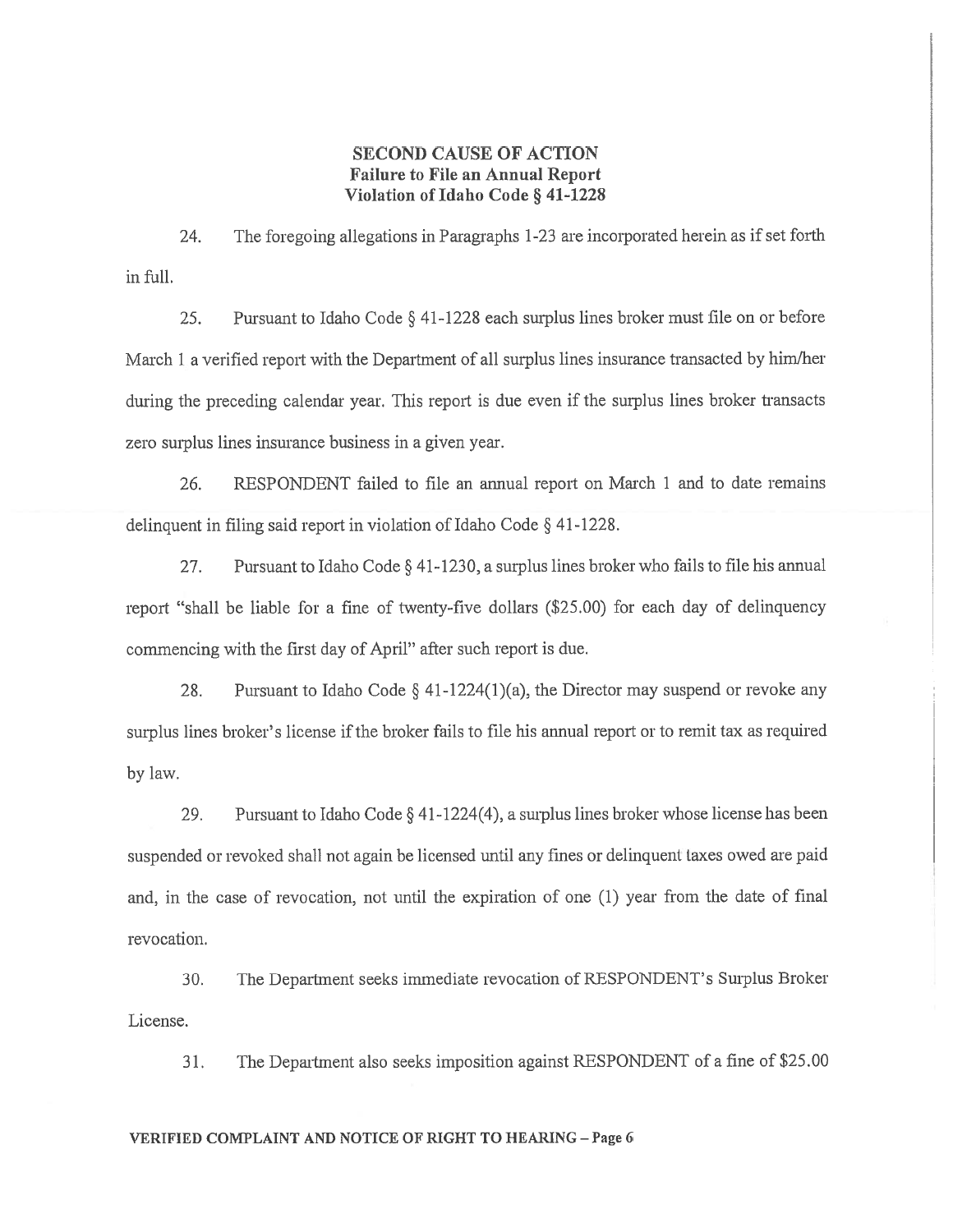## SECOND CAUSE OF ACTION
### Failure to File an Annual Report
### Violation of Idaho Code § 41-1228

24. The foregoing allegations in Paragraphs 1-23 are incorporated herein as if set forth in full.

25. Pursuant to Idaho Code § 41-1228 each surplus lines broker must file on or before March 1 a verified report with the Department of all surplus lines insurance transacted by him/her during the preceding calendar year. This report is due even if the surplus lines broker transacts zero surplus lines insurance business in a given year.

26. RESPONDENT failed to file an annual report on March 1 and to date remains delinquent in filing said report in violation of Idaho Code § 41-1228.

27. Pursuant to Idaho Code § 41-1230, a surplus lines broker who fails to file his annual report "shall be liable for a fine of twenty-five dollars ($25.00) for each day of delinquency commencing with the first day of April" after such report is due.

28. Pursuant to Idaho Code § 41-1224(1)(a), the Director may suspend or revoke any surplus lines broker's license if the broker fails to file his annual report or to remit tax as required by law.

29. Pursuant to Idaho Code § 41-1224(4), a surplus lines broker whose license has been suspended or revoked shall not again be licensed until any fines or delinquent taxes owed are paid and, in the case of revocation, not until the expiration of one (1) year from the date of final revocation.

30. The Department seeks immediate revocation of RESPONDENT's Surplus Broker License.

31. The Department also seeks imposition against RESPONDENT of a fine of $25.00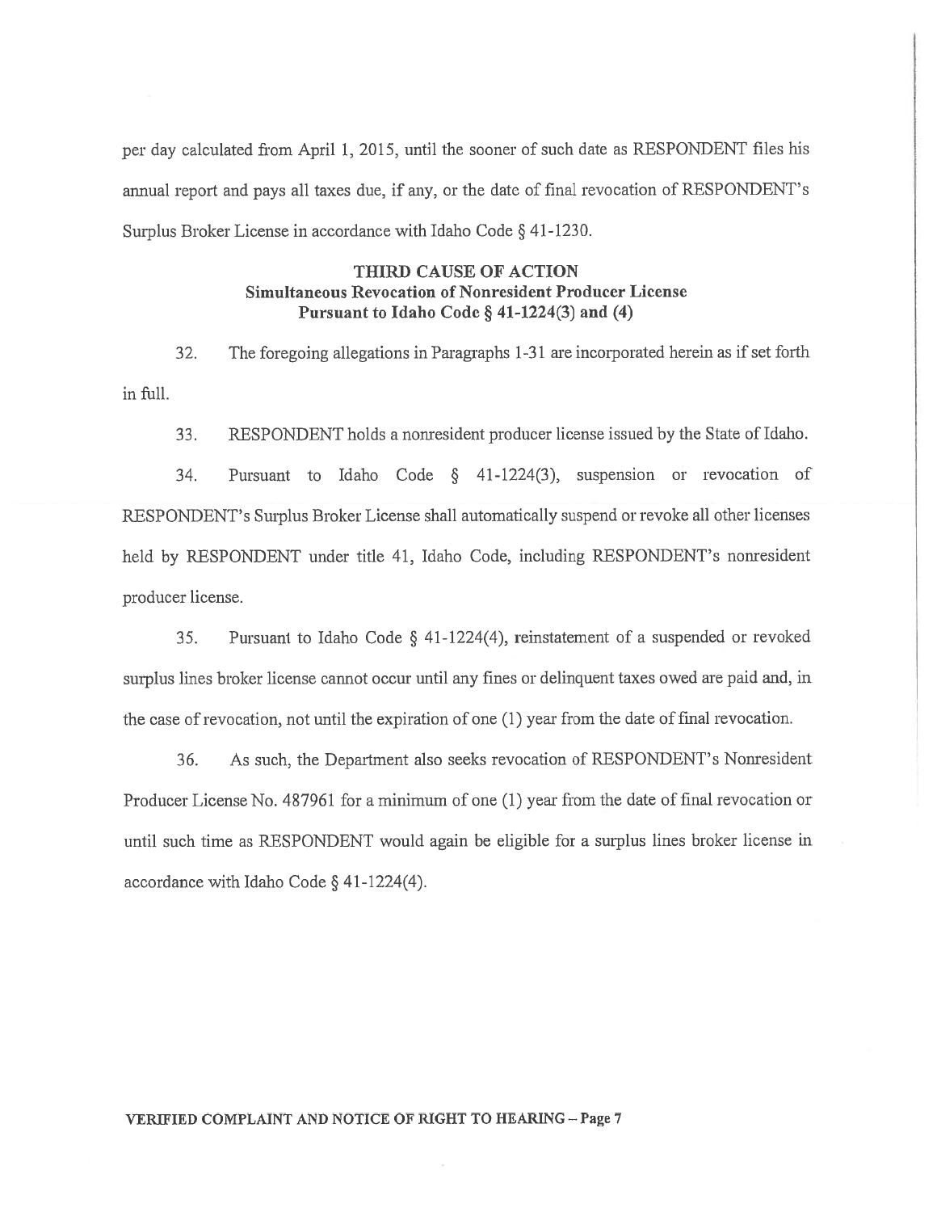per day calculated from April 1, 2015, until the sooner of such date as RESPONDENT files his annual report and pays all taxes due, if any, or the date of final revocation of RESPONDENT's Surplus Broker License in accordance with Idaho Code § 41-1230.

## THIRD CAUSE OF ACTION
### Simultaneous Revocation of Nonresident Producer License Pursuant to Idaho Code § 41-1224(3) and (4)

32. The foregoing allegations in Paragraphs 1-31 are incorporated herein as if set forth in full.

33. RESPONDENT holds a nonresident producer license issued by the State of Idaho.

34. Pursuant to Idaho Code § 41-1224(3), suspension or revocation of RESPONDENT's Surplus Broker License shall automatically suspend or revoke all other licenses held by RESPONDENT under title 41, Idaho Code, including RESPONDENT's nonresident producer license.

35. Pursuant to Idaho Code § 41-1224(4), reinstatement of a suspended or revoked surplus lines broker license cannot occur until any fines or delinquent taxes owed are paid and, in the case of revocation, not until the expiration of one (1) year from the date of final revocation.

36. As such, the Department also seeks revocation of RESPONDENT's Nonresident Producer License No. 487961 for a minimum of one (1) year from the date of final revocation or until such time as RESPONDENT would again be eligible for a surplus lines broker license in accordance with Idaho Code § 41-1224(4).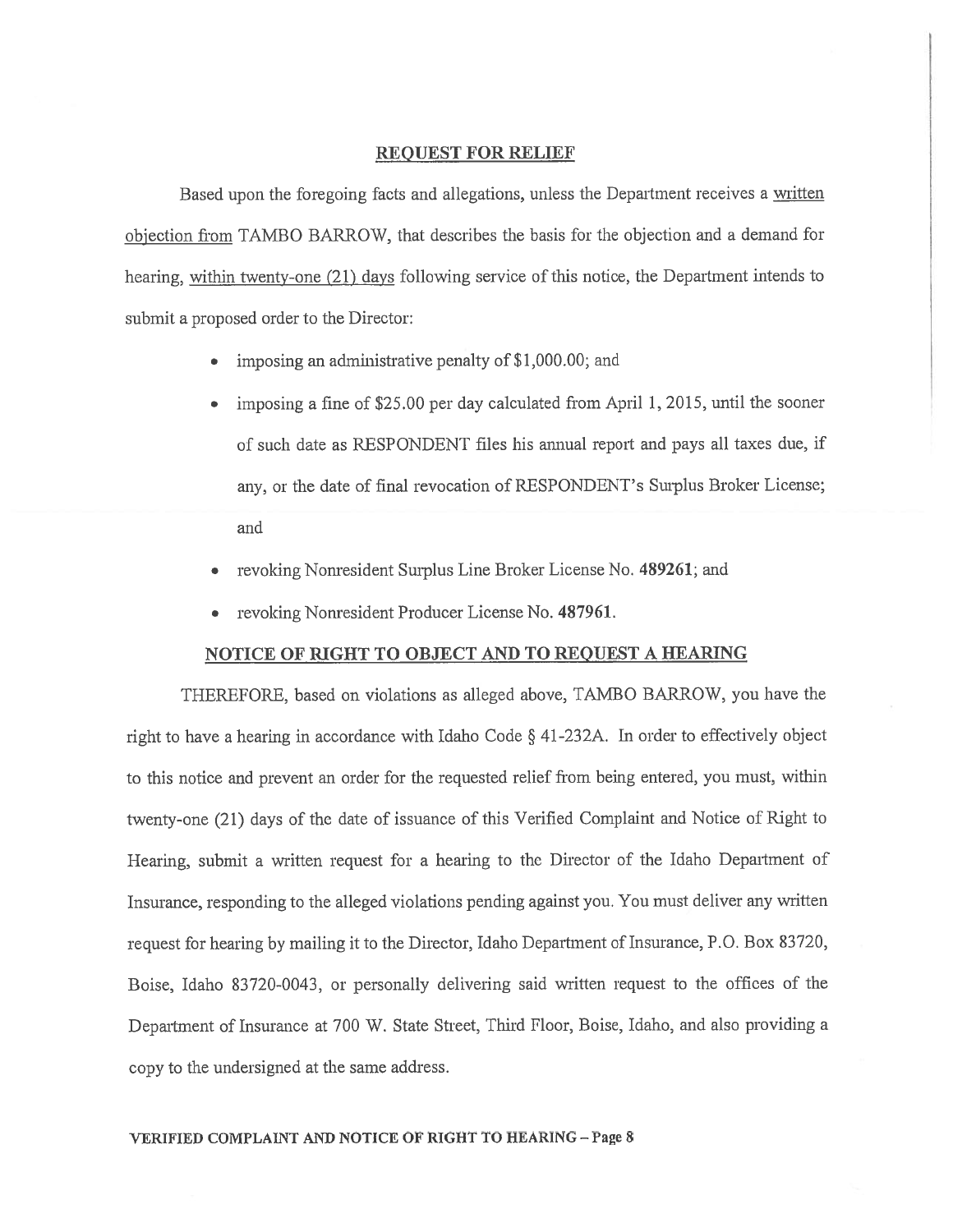## REQUEST FOR RELIEF

Based upon the foregoing facts and allegations, unless the Department receives a written objection from TAMBO BARROW, that describes the basis for the objection and a demand for hearing, within twenty-one (21) days following service of this notice, the Department intends to submit a proposed order to the Director:

- imposing an administrative penalty of $1,000.00; and
- imposing a fine of $25.00 per day calculated from April 1, 2015, until the sooner of such date as RESPONDENT files his annual report and pays all taxes due, if any, or the date of final revocation of RESPONDENT's Surplus Broker License; and
- revoking Nonresident Surplus Line Broker License No. **489261**; and
- revoking Nonresident Producer License No. **487961**.

## NOTICE OF RIGHT TO OBJECT AND TO REQUEST A HEARING

THEREFORE, based on violations as alleged above, TAMBO BARROW, you have the right to have a hearing in accordance with Idaho Code § 41-232A. In order to effectively object to this notice and prevent an order for the requested relief from being entered, you must, within twenty-one (21) days of the date of issuance of this Verified Complaint and Notice of Right to Hearing, submit a written request for a hearing to the Director of the Idaho Department of Insurance, responding to the alleged violations pending against you. You must deliver any written request for hearing by mailing it to the Director, Idaho Department of Insurance, P.O. Box 83720, Boise, Idaho 83720-0043, or personally delivering said written request to the offices of the Department of Insurance at 700 W. State Street, Third Floor, Boise, Idaho, and also providing a copy to the undersigned at the same address.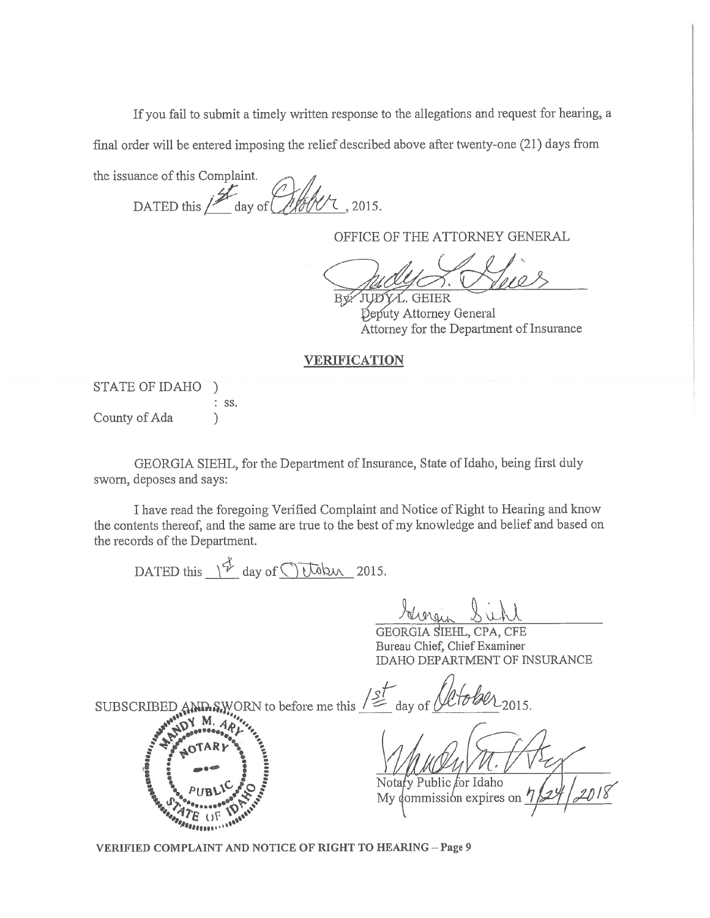If you fail to submit a timely written response to the allegations and request for hearing, a final order will be entered imposing the relief described above after twenty-one (21) days from the issuance of this Complaint.

DATED this 1st day of October, 2015.

OFFICE OF THE ATTORNEY GENERAL

By: JUDY L. GEIER
Deputy Attorney General
Attorney for the Department of Insurance

## VERIFICATION

STATE OF IDAHO )
: ss.
County of Ada )

GEORGIA SIEHL, for the Department of Insurance, State of Idaho, being first duly sworn, deposes and says:

I have read the foregoing Verified Complaint and Notice of Right to Hearing and know the contents thereof, and the same are true to the best of my knowledge and belief and based on the records of the Department.

DATED this 1st day of October 2015.

GEORGIA SIEHL, CPA, CFE
Bureau Chief, Chief Examiner
IDAHO DEPARTMENT OF INSURANCE

SUBSCRIBED AND SWORN to before me this 1st day of October 2015.

MANDY M. ARY
NOTARY PUBLIC
STATE OF IDAHO

Notary Public for Idaho
My commission expires on 7/24/2018

**VERIFIED COMPLAINT AND NOTICE OF RIGHT TO HEARING – Page 9**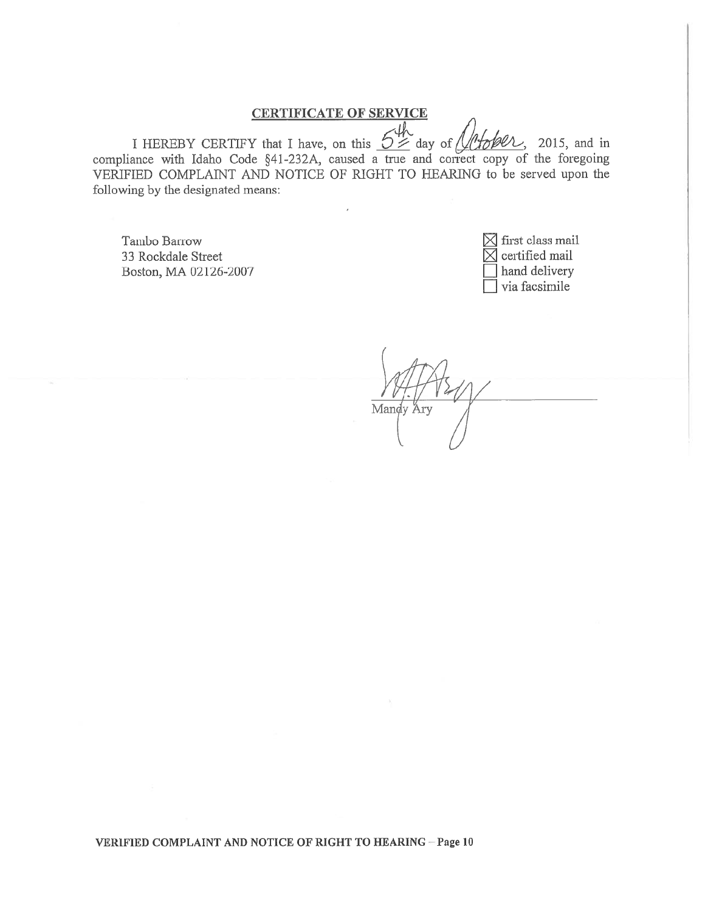**CERTIFICATE OF SERVICE**

I HEREBY CERTIFY that I have, on this 5th day of October, 2015, and in compliance with Idaho Code §41-232A, caused a true and correct copy of the foregoing VERIFIED COMPLAINT AND NOTICE OF RIGHT TO HEARING to be served upon the following by the designated means:

Tambo Barrow
33 Rockdale Street
Boston, MA 02126-2007

- [x] first class mail
- [x] certified mail
- [ ] hand delivery
- [ ] via facsimile

Mandy Ary

VERIFIED COMPLAINT AND NOTICE OF RIGHT TO HEARING – Page 10